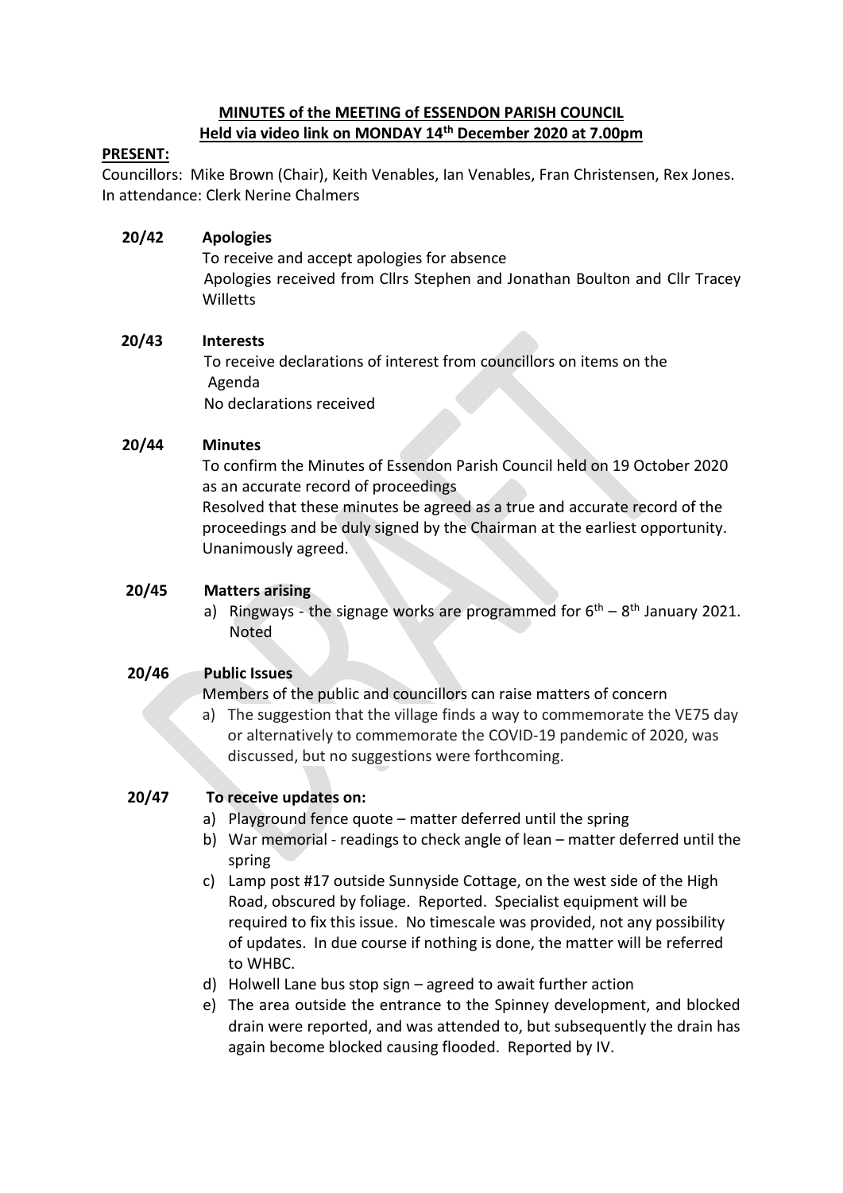# MINUTES of the MEETING of ESSENDON PARISH COUNCIL
## Held via video link on MONDAY 14th December 2020 at 7.00pm

**PRESENT:**

Councillors: Mike Brown (Chair), Keith Venables, Ian Venables, Fran Christensen, Rex Jones.
In attendance: Clerk Nerine Chalmers

**20/42 Apologies**

To receive and accept apologies for absence
Apologies received from Cllrs Stephen and Jonathan Boulton and Cllr Tracey Willetts

**20/43 Interests**

To receive declarations of interest from councillors on items on the Agenda
No declarations received

**20/44 Minutes**

To confirm the Minutes of Essendon Parish Council held on 19 October 2020 as an accurate record of proceedings
Resolved that these minutes be agreed as a true and accurate record of the proceedings and be duly signed by the Chairman at the earliest opportunity.
Unanimously agreed.

**20/45 Matters arising**

a) Ringways - the signage works are programmed for 6th – 8th January 2021.
Noted

**20/46 Public Issues**

Members of the public and councillors can raise matters of concern

a) The suggestion that the village finds a way to commemorate the VE75 day or alternatively to commemorate the COVID-19 pandemic of 2020, was discussed, but no suggestions were forthcoming.

**20/47 To receive updates on:**

a) Playground fence quote – matter deferred until the spring
b) War memorial - readings to check angle of lean – matter deferred until the spring
c) Lamp post #17 outside Sunnyside Cottage, on the west side of the High Road, obscured by foliage. Reported. Specialist equipment will be required to fix this issue. No timescale was provided, not any possibility of updates. In due course if nothing is done, the matter will be referred to WHBC.
d) Holwell Lane bus stop sign – agreed to await further action
e) The area outside the entrance to the Spinney development, and blocked drain were reported, and was attended to, but subsequently the drain has again become blocked causing flooded. Reported by IV.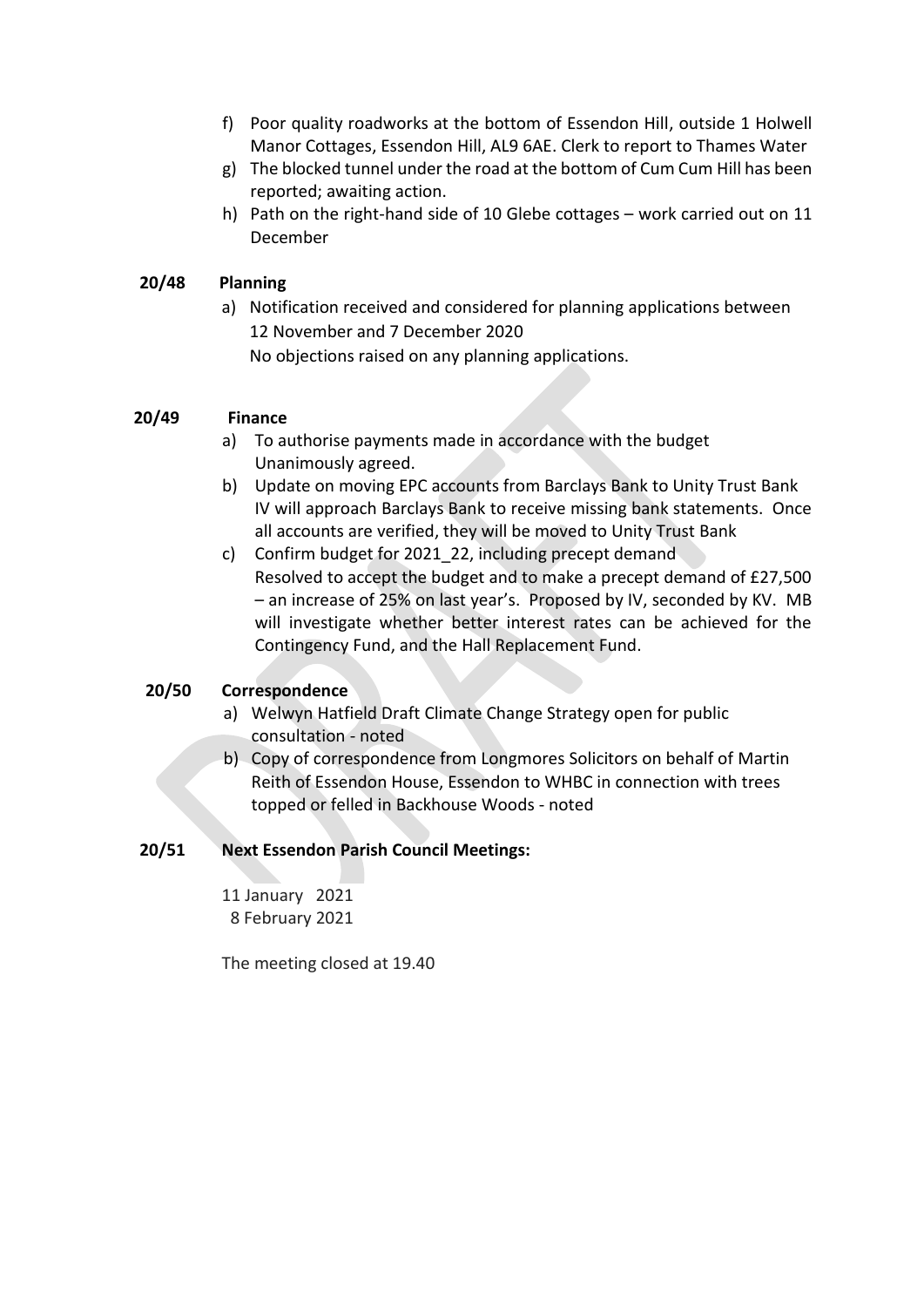f) Poor quality roadworks at the bottom of Essendon Hill, outside 1 Holwell Manor Cottages, Essendon Hill, AL9 6AE. Clerk to report to Thames Water
g) The blocked tunnel under the road at the bottom of Cum Cum Hill has been reported; awaiting action.
h) Path on the right-hand side of 10 Glebe cottages – work carried out on 11 December

**20/48 Planning**

a) Notification received and considered for planning applications between 12 November and 7 December 2020
No objections raised on any planning applications.

**20/49 Finance**

a) To authorise payments made in accordance with the budget
Unanimously agreed.
b) Update on moving EPC accounts from Barclays Bank to Unity Trust Bank
IV will approach Barclays Bank to receive missing bank statements. Once all accounts are verified, they will be moved to Unity Trust Bank
c) Confirm budget for 2021_22, including precept demand
Resolved to accept the budget and to make a precept demand of £27,500 – an increase of 25% on last year's. Proposed by IV, seconded by KV. MB will investigate whether better interest rates can be achieved for the Contingency Fund, and the Hall Replacement Fund.

**20/50 Correspondence**

a) Welwyn Hatfield Draft Climate Change Strategy open for public consultation - noted
b) Copy of correspondence from Longmores Solicitors on behalf of Martin Reith of Essendon House, Essendon to WHBC in connection with trees topped or felled in Backhouse Woods - noted

**20/51 Next Essendon Parish Council Meetings:**

11 January 2021
8 February 2021

The meeting closed at 19.40